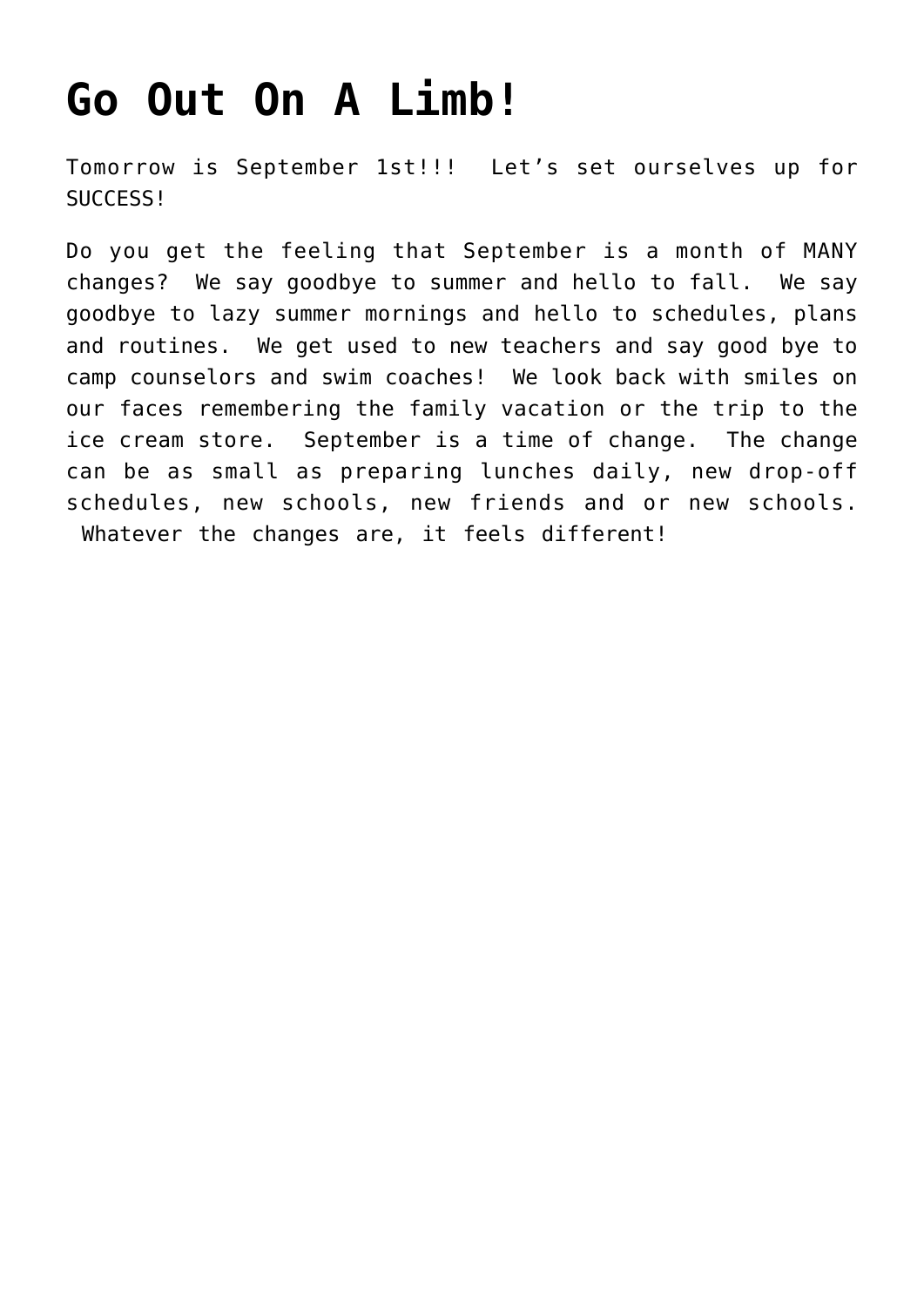# Go Out On A Limb!

Tomorrow is September 1st!!! Let's set ourselves up for SUCCESS!

Do you get the feeling that September is a month of MANY changes? We say goodbye to summer and hello to fall. We say goodbye to lazy summer mornings and hello to schedules, plans and routines. We get used to new teachers and say good bye to camp counselors and swim coaches! We look back with smiles on our faces remembering the family vacation or the trip to the ice cream store. September is a time of change. The change can be as small as preparing lunches daily, new drop-off schedules, new schools, new friends and or new schools. Whatever the changes are, it feels different!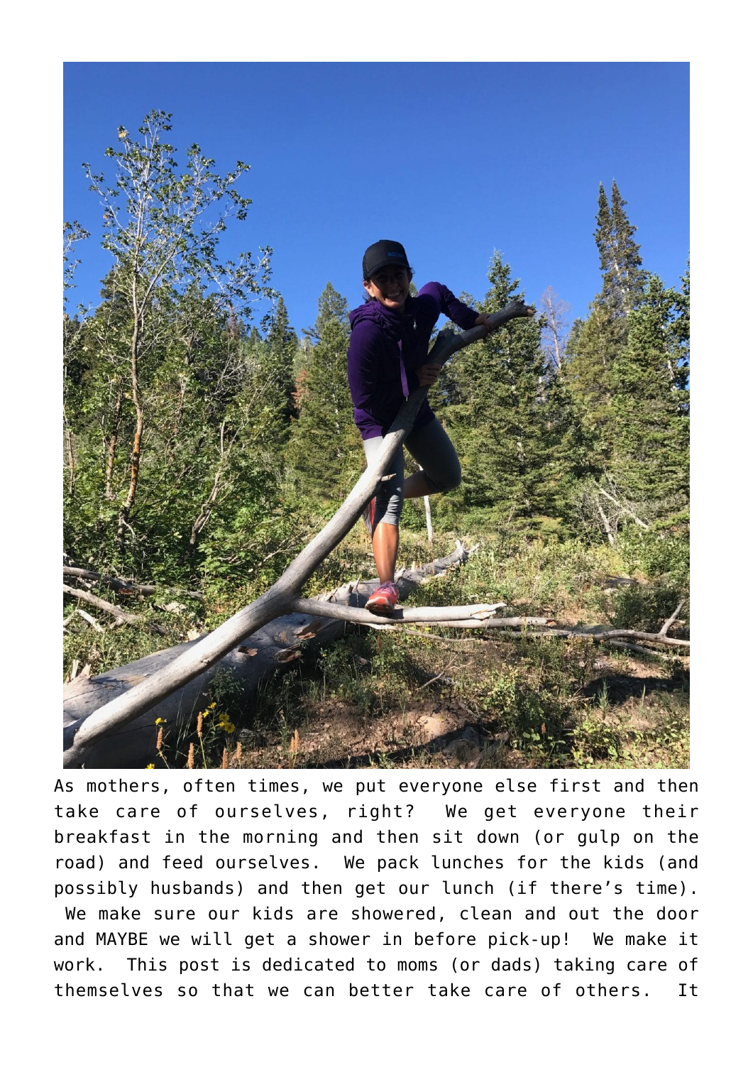As mothers, often times, we put everyone else first and then take care of ourselves, right? We get everyone their breakfast in the morning and then sit down (or gulp on the road) and feed ourselves. We pack lunches for the kids (and possibly husbands) and then get our lunch (if there's time). We make sure our kids are showered, clean and out the door and MAYBE we will get a shower in before pick-up! We make it work. This post is dedicated to moms (or dads) taking care of themselves so that we can better take care of others. It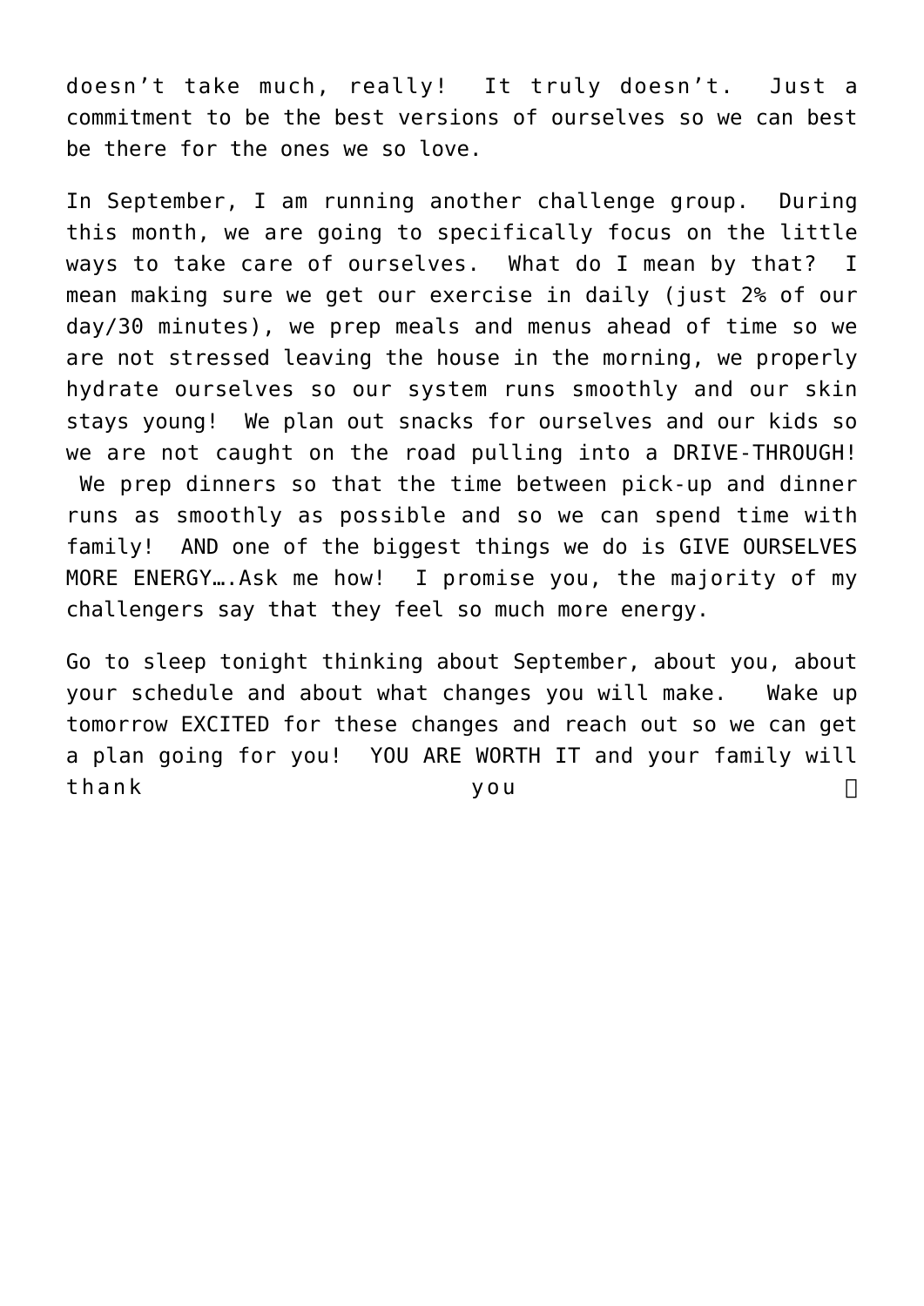doesn't take much, really! It truly doesn't. Just a commitment to be the best versions of ourselves so we can best be there for the ones we so love.

In September, I am running another challenge group. During this month, we are going to specifically focus on the little ways to take care of ourselves. What do I mean by that? I mean making sure we get our exercise in daily (just 2% of our day/30 minutes), we prep meals and menus ahead of time so we are not stressed leaving the house in the morning, we properly hydrate ourselves so our system runs smoothly and our skin stays young! We plan out snacks for ourselves and our kids so we are not caught on the road pulling into a DRIVE-THROUGH! We prep dinners so that the time between pick-up and dinner runs as smoothly as possible and so we can spend time with family! AND one of the biggest things we do is GIVE OURSELVES MORE ENERGY….Ask me how! I promise you, the majority of my challengers say that they feel so much more energy.

Go to sleep tonight thinking about September, about you, about your schedule and about what changes you will make. Wake up tomorrow EXCITED for these changes and reach out so we can get a plan going for you! YOU ARE WORTH IT and your family will thank you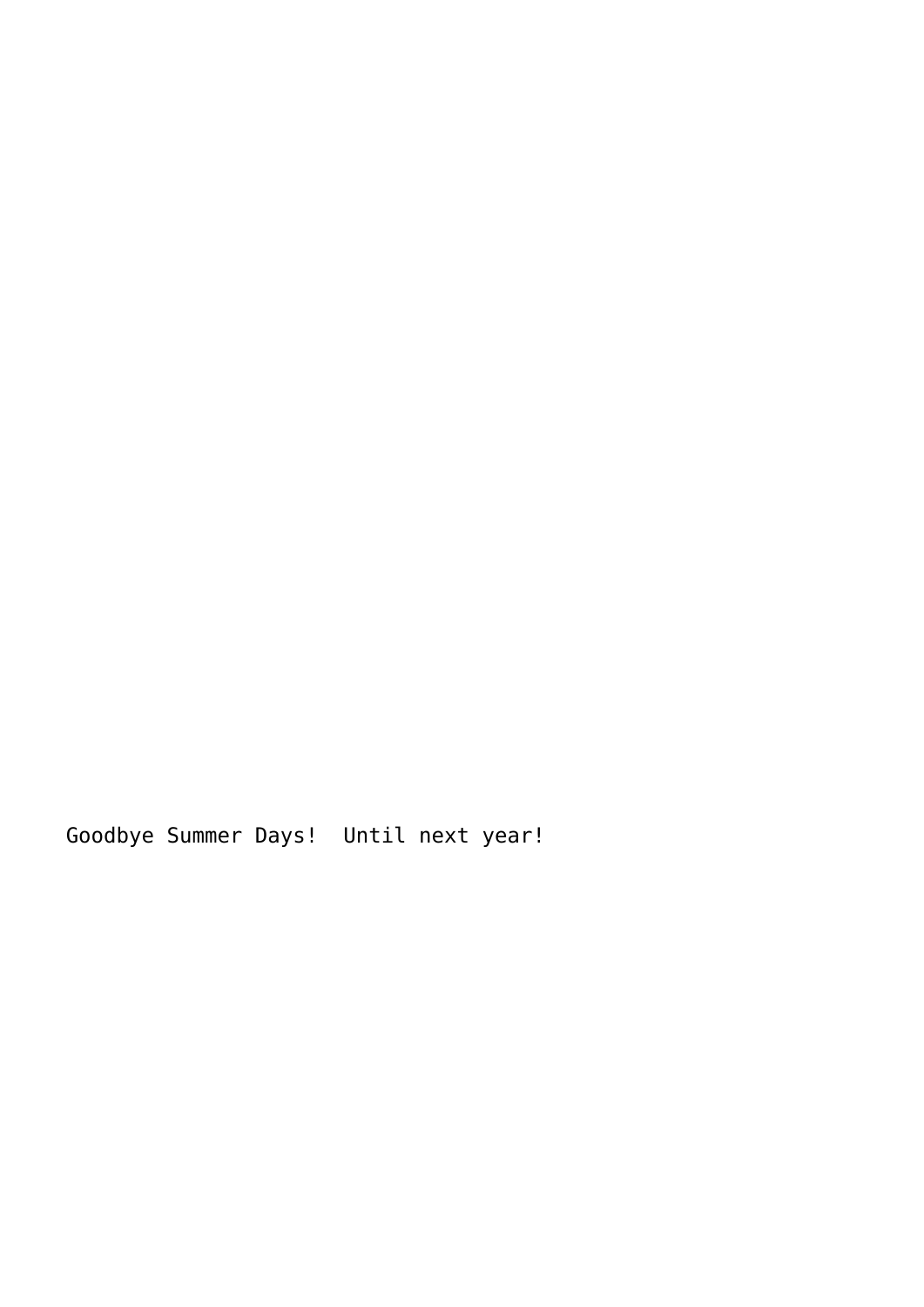Goodbye Summer Days!  Until next year!